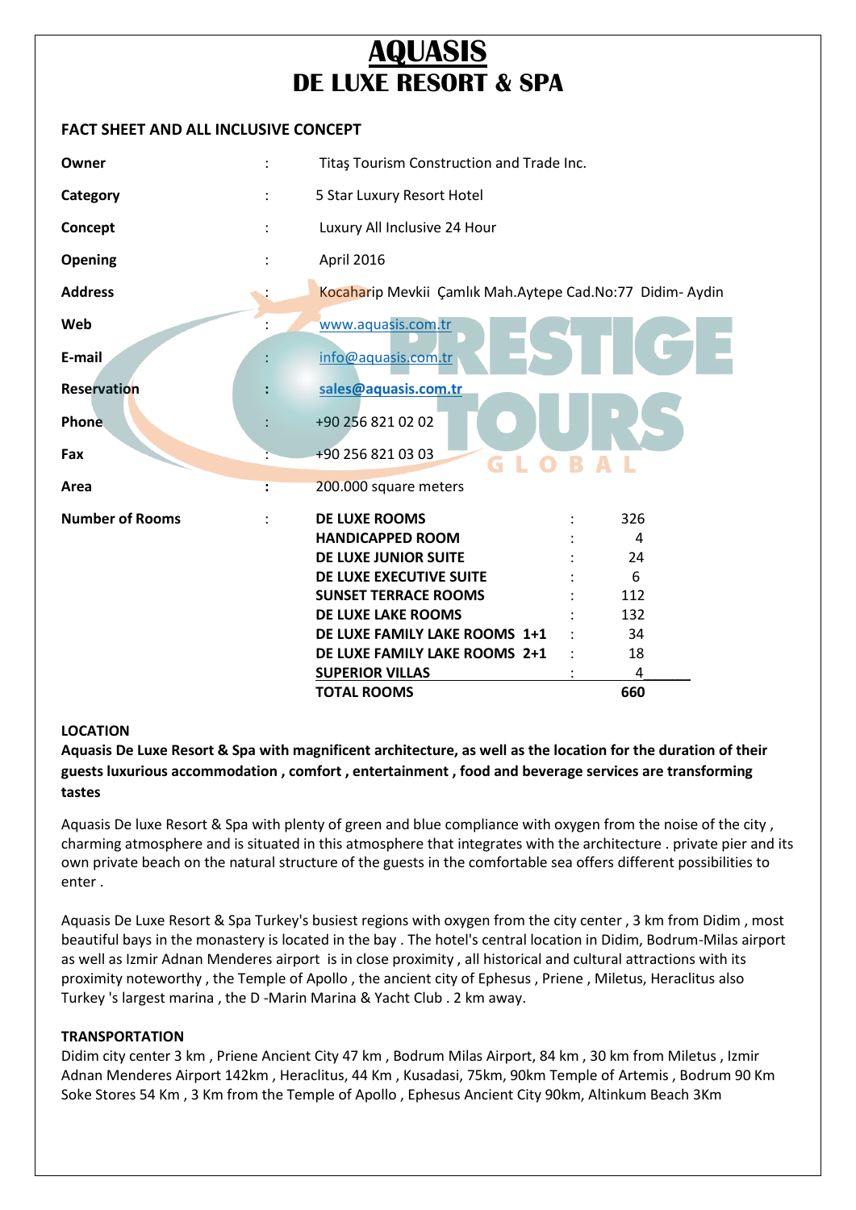# AQUASIS
## DE LUXE RESORT & SPA

**FACT SHEET AND ALL INCLUSIVE CONCEPT**

| | | |
|---|---|---|
| **Owner** | : | Titaş Tourism Construction and Trade Inc. |
| **Category** | : | 5 Star Luxury Resort Hotel |
| **Concept** | : | Luxury All Inclusive 24 Hour |
| **Opening** | : | April 2016 |
| **Address** | : | Kocaharip Mevkii Çamlık Mah.Aytepe Cad.No:77 Didim- Aydin |
| **Web** | : | www.aquasis.com.tr |
| **E-mail** | : | info@aquasis.com.tr |
| **Reservation** | : | **sales@aquasis.com.tr** |
| **Phone** | : | +90 256 821 02 02 |
| **Fax** | : | +90 256 821 03 03 |
| **Area** | : | 200.000 square meters |

**Number of Rooms** :

| Room Type | | Count |
|---|---|---|
| **DE LUXE ROOMS** | : | 326 |
| **HANDICAPPED ROOM** | : | 4 |
| **DE LUXE JUNIOR SUITE** | : | 24 |
| **DE LUXE EXECUTIVE SUITE** | : | 6 |
| **SUNSET TERRACE ROOMS** | : | 112 |
| **DE LUXE LAKE ROOMS** | : | 132 |
| **DE LUXE FAMILY LAKE ROOMS 1+1** | : | 34 |
| **DE LUXE FAMILY LAKE ROOMS 2+1** | : | 18 |
| **SUPERIOR VILLAS** | : | 4 |
| **TOTAL ROOMS** | | **660** |

**LOCATION**

**Aquasis De Luxe Resort & Spa with magnificent architecture, as well as the location for the duration of their guests luxurious accommodation , comfort , entertainment , food and beverage services are transforming tastes**

Aquasis De luxe Resort & Spa with plenty of green and blue compliance with oxygen from the noise of the city , charming atmosphere and is situated in this atmosphere that integrates with the architecture . private pier and its own private beach on the natural structure of the guests in the comfortable sea offers different possibilities to enter .

Aquasis De Luxe Resort & Spa Turkey's busiest regions with oxygen from the city center , 3 km from Didim , most beautiful bays in the monastery is located in the bay . The hotel's central location in Didim, Bodrum-Milas airport as well as Izmir Adnan Menderes airport is in close proximity , all historical and cultural attractions with its proximity noteworthy , the Temple of Apollo , the ancient city of Ephesus , Priene , Miletus, Heraclitus also Turkey 's largest marina , the D -Marin Marina & Yacht Club . 2 km away.

**TRANSPORTATION**

Didim city center 3 km , Priene Ancient City 47 km , Bodrum Milas Airport, 84 km , 30 km from Miletus , Izmir Adnan Menderes Airport 142km , Heraclitus, 44 Km , Kusadasi, 75km, 90km Temple of Artemis , Bodrum 90 Km Soke Stores 54 Km , 3 Km from the Temple of Apollo , Ephesus Ancient City 90km, Altinkum Beach 3Km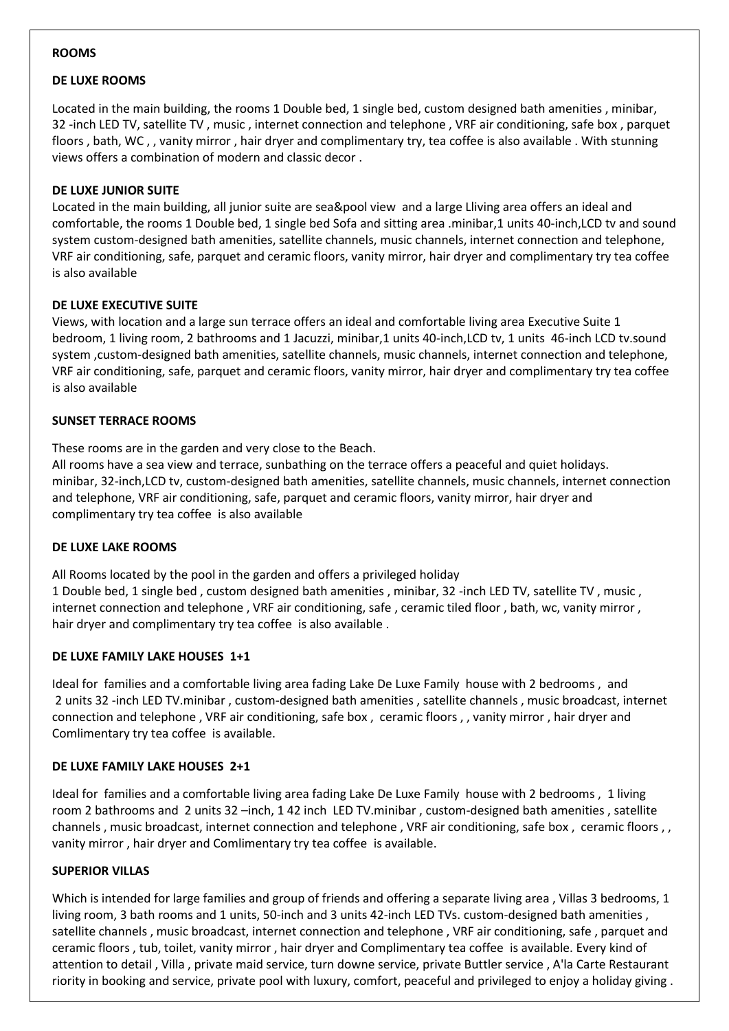**ROOMS**

**DE LUXE ROOMS**

Located in the main building, the rooms 1 Double bed, 1 single bed, custom designed bath amenities , minibar, 32 -inch LED TV, satellite TV , music , internet connection and telephone , VRF air conditioning, safe box , parquet floors , bath, WC , , vanity mirror , hair dryer and complimentary try, tea coffee is also available . With stunning views offers a combination of modern and classic decor .

**DE LUXE JUNIOR SUITE**

Located in the main building, all junior suite are sea&pool view and a large Lliving area offers an ideal and comfortable, the rooms 1 Double bed, 1 single bed Sofa and sitting area .minibar,1 units 40-inch,LCD tv and sound system custom-designed bath amenities, satellite channels, music channels, internet connection and telephone, VRF air conditioning, safe, parquet and ceramic floors, vanity mirror, hair dryer and complimentary try tea coffee is also available

**DE LUXE EXECUTIVE SUITE**

Views, with location and a large sun terrace offers an ideal and comfortable living area Executive Suite 1 bedroom, 1 living room, 2 bathrooms and 1 Jacuzzi, minibar,1 units 40-inch,LCD tv, 1 units 46-inch LCD tv.sound system ,custom-designed bath amenities, satellite channels, music channels, internet connection and telephone, VRF air conditioning, safe, parquet and ceramic floors, vanity mirror, hair dryer and complimentary try tea coffee is also available

**SUNSET TERRACE ROOMS**

These rooms are in the garden and very close to the Beach.
All rooms have a sea view and terrace, sunbathing on the terrace offers a peaceful and quiet holidays.
minibar, 32-inch,LCD tv, custom-designed bath amenities, satellite channels, music channels, internet connection and telephone, VRF air conditioning, safe, parquet and ceramic floors, vanity mirror, hair dryer and complimentary try tea coffee is also available

**DE LUXE LAKE ROOMS**

All Rooms located by the pool in the garden and offers a privileged holiday
1 Double bed, 1 single bed , custom designed bath amenities , minibar, 32 -inch LED TV, satellite TV , music , internet connection and telephone , VRF air conditioning, safe , ceramic tiled floor , bath, wc, vanity mirror , hair dryer and complimentary try tea coffee is also available .

**DE LUXE FAMILY LAKE HOUSES 1+1**

Ideal for families and a comfortable living area fading Lake De Luxe Family house with 2 bedrooms , and 2 units 32 -inch LED TV.minibar , custom-designed bath amenities , satellite channels , music broadcast, internet connection and telephone , VRF air conditioning, safe box , ceramic floors , , vanity mirror , hair dryer and Comlimentary try tea coffee is available.

**DE LUXE FAMILY LAKE HOUSES 2+1**

Ideal for families and a comfortable living area fading Lake De Luxe Family house with 2 bedrooms , 1 living room 2 bathrooms and 2 units 32 –inch, 1 42 inch LED TV.minibar , custom-designed bath amenities , satellite channels , music broadcast, internet connection and telephone , VRF air conditioning, safe box , ceramic floors , , vanity mirror , hair dryer and Comlimentary try tea coffee is available.

**SUPERIOR VILLAS**

Which is intended for large families and group of friends and offering a separate living area , Villas 3 bedrooms, 1 living room, 3 bath rooms and 1 units, 50-inch and 3 units 42-inch LED TVs. custom-designed bath amenities , satellite channels , music broadcast, internet connection and telephone , VRF air conditioning, safe , parquet and ceramic floors , tub, toilet, vanity mirror , hair dryer and Complimentary tea coffee is available. Every kind of attention to detail , Villa , private maid service, turn downe service, private Buttler service , A'la Carte Restaurant riority in booking and service, private pool with luxury, comfort, peaceful and privileged to enjoy a holiday giving .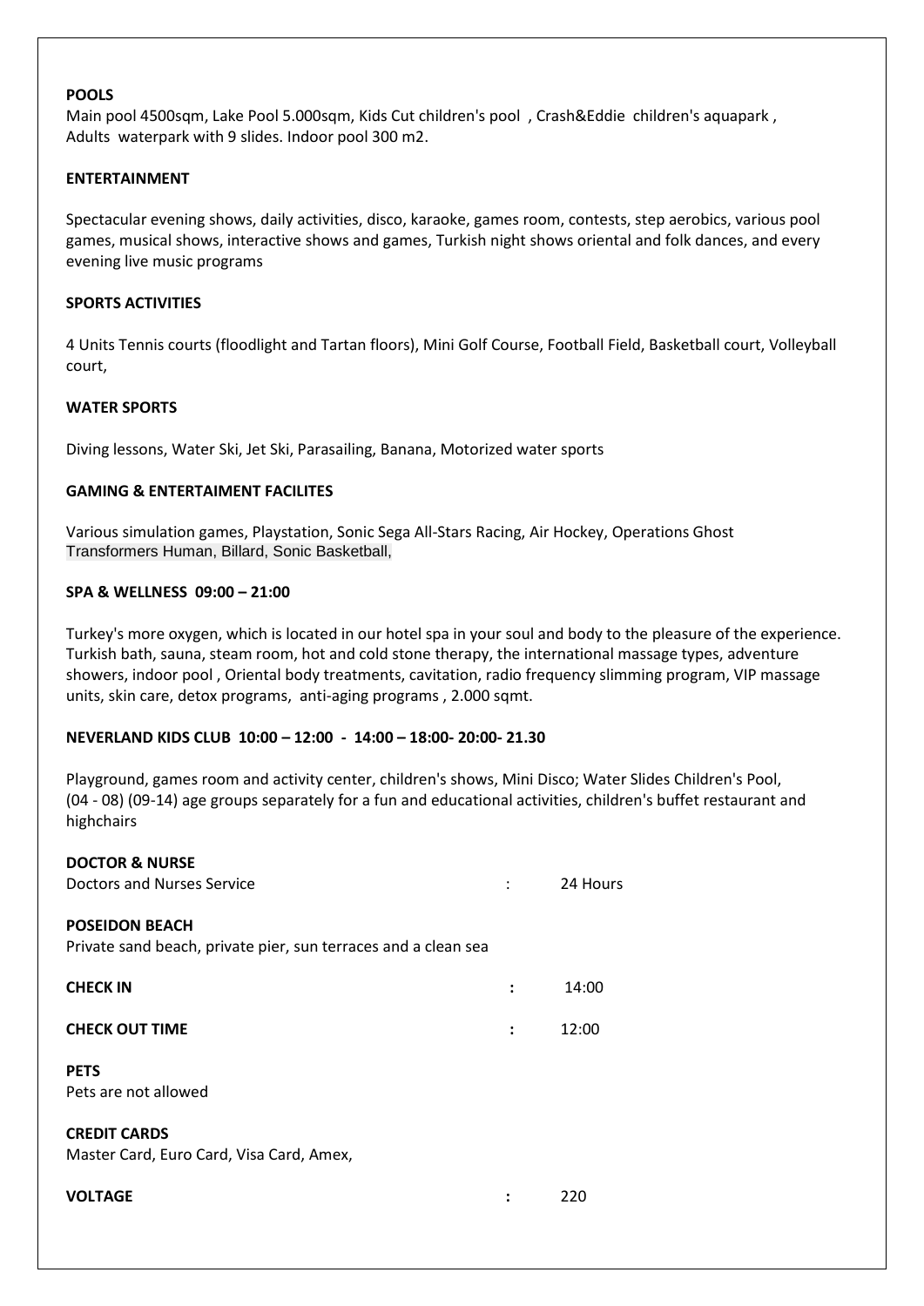**POOLS**

Main pool 4500sqm, Lake Pool 5.000sqm, Kids Cut children's pool , Crash&Eddie children's aquapark , Adults waterpark with 9 slides. Indoor pool 300 m2.

**ENTERTAINMENT**

Spectacular evening shows, daily activities, disco, karaoke, games room, contests, step aerobics, various pool games, musical shows, interactive shows and games, Turkish night shows oriental and folk dances, and every evening live music programs

**SPORTS ACTIVITIES**

4 Units Tennis courts (floodlight and Tartan floors), Mini Golf Course, Football Field, Basketball court, Volleyball court,

**WATER SPORTS**

Diving lessons, Water Ski, Jet Ski, Parasailing, Banana, Motorized water sports

**GAMING & ENTERTAIMENT FACILITES**

Various simulation games, Playstation, Sonic Sega All-Stars Racing, Air Hockey, Operations Ghost Transformers Human, Billard, Sonic Basketball,

**SPA & WELLNESS 09:00 – 21:00**

Turkey's more oxygen, which is located in our hotel spa in your soul and body to the pleasure of the experience. Turkish bath, sauna, steam room, hot and cold stone therapy, the international massage types, adventure showers, indoor pool , Oriental body treatments, cavitation, radio frequency slimming program, VIP massage units, skin care, detox programs, anti-aging programs , 2.000 sqmt.

**NEVERLAND KIDS CLUB 10:00 – 12:00 - 14:00 – 18:00- 20:00- 21.30**

Playground, games room and activity center, children's shows, Mini Disco; Water Slides Children's Pool, (04 - 08) (09-14) age groups separately for a fun and educational activities, children's buffet restaurant and highchairs

**DOCTOR & NURSE**

Doctors and Nurses Service : 24 Hours

**POSEIDON BEACH**

Private sand beach, private pier, sun terraces and a clean sea

**CHECK IN** : 14:00

**CHECK OUT TIME** : 12:00

**PETS**

Pets are not allowed

**CREDIT CARDS**

Master Card, Euro Card, Visa Card, Amex,

**VOLTAGE** : 220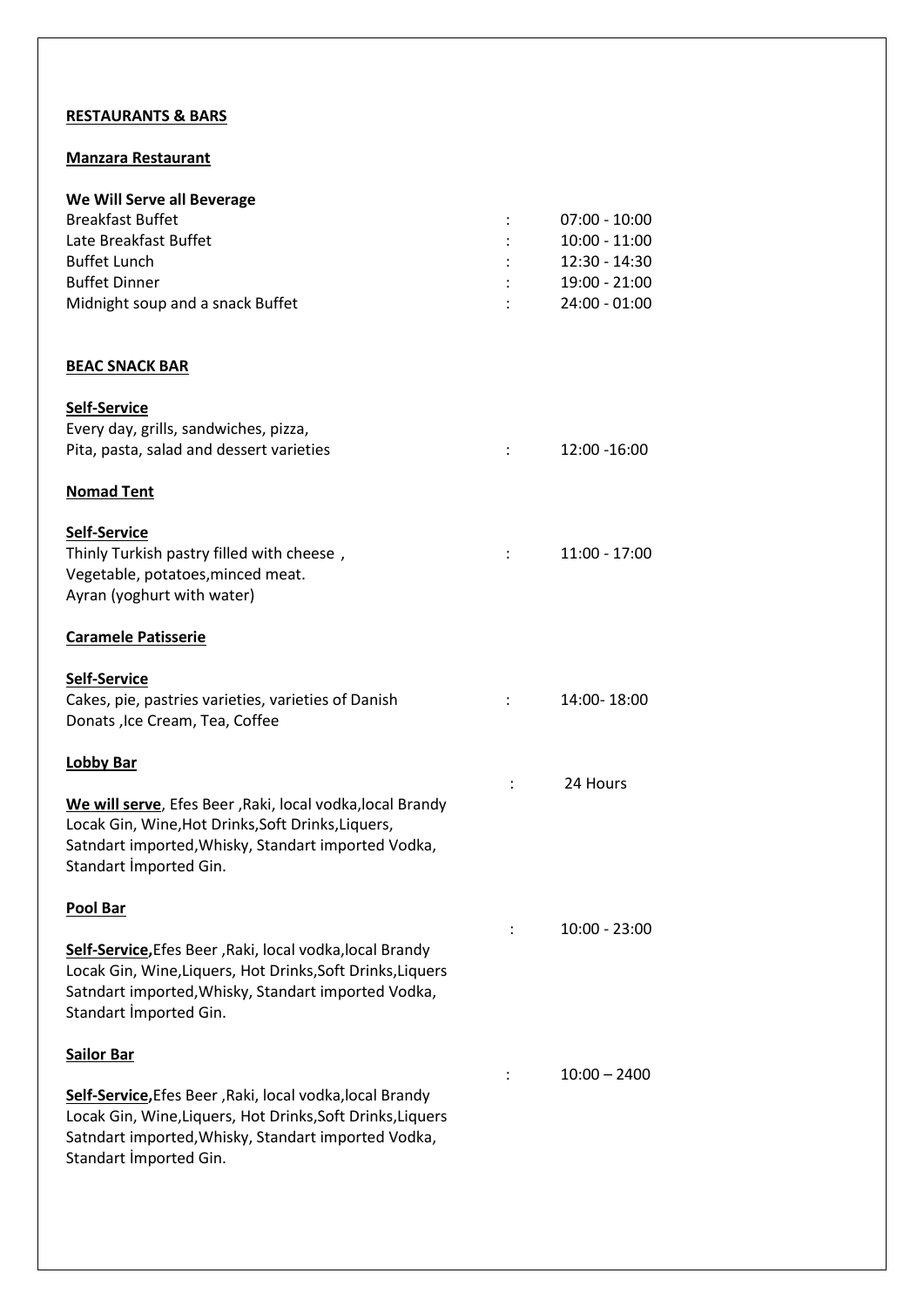**RESTAURANTS & BARS**

**Manzara Restaurant**

**We Will Serve all Beverage**

| | | |
|---|---|---|
| Breakfast Buffet | : | 07:00 - 10:00 |
| Late Breakfast Buffet | : | 10:00 - 11:00 |
| Buffet Lunch | : | 12:30 - 14:30 |
| Buffet Dinner | : | 19:00 - 21:00 |
| Midnight soup and a snack Buffet | : | 24:00 - 01:00 |

**BEAC SNACK BAR**

**Self-Service**

Every day, grills, sandwiches, pizza,
Pita, pasta, salad and dessert varieties : 12:00 -16:00

**Nomad Tent**

**Self-Service**

Thinly Turkish pastry filled with cheese , : 11:00 - 17:00
Vegetable, potatoes,minced meat.
Ayran (yoghurt with water)

**Caramele Patisserie**

**Self-Service**

Cakes, pie, pastries varieties, varieties of Danish : 14:00- 18:00
Donats ,Ice Cream, Tea, Coffee

**Lobby Bar** : 24 Hours

**We will serve**, Efes Beer ,Raki, local vodka,local Brandy
Locak Gin, Wine,Hot Drinks,Soft Drinks,Liquers,
Satndart imported,Whisky, Standart imported Vodka,
Standart İmported Gin.

**Pool Bar** : 10:00 - 23:00

**Self-Service,**Efes Beer ,Raki, local vodka,local Brandy
Locak Gin, Wine,Liquers, Hot Drinks,Soft Drinks,Liquers
Satndart imported,Whisky, Standart imported Vodka,
Standart İmported Gin.

**Sailor Bar** : 10:00 – 2400

**Self-Service,**Efes Beer ,Raki, local vodka,local Brandy
Locak Gin, Wine,Liquers, Hot Drinks,Soft Drinks,Liquers
Satndart imported,Whisky, Standart imported Vodka,
Standart İmported Gin.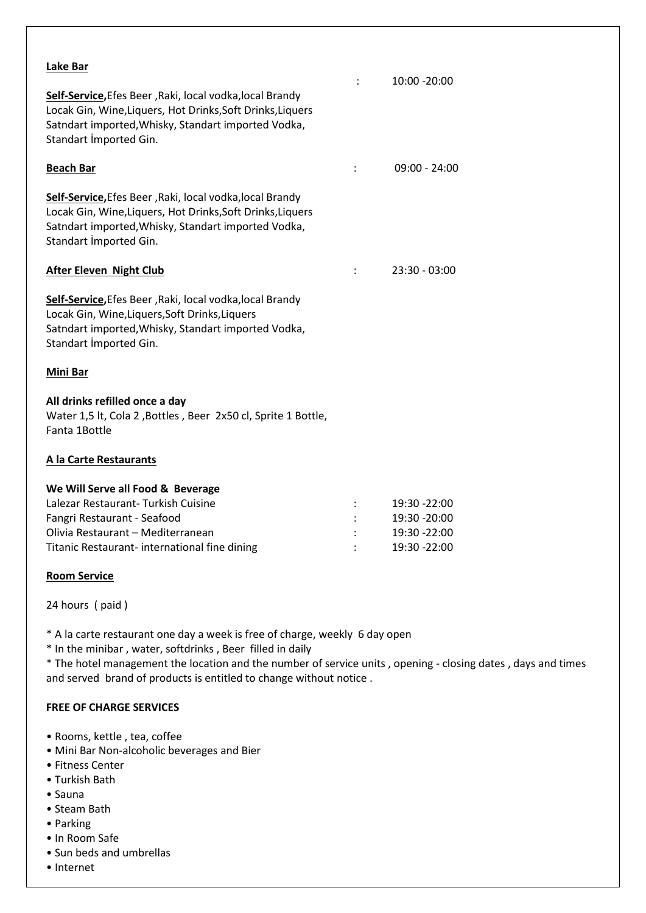**Lake Bar** : 10:00 -20:00

**Self-Service,** Efes Beer ,Raki, local vodka,local Brandy Locak Gin, Wine,Liquers, Hot Drinks,Soft Drinks,Liquers Satndart imported,Whisky, Standart imported Vodka, Standart İmported Gin.

**Beach Bar** : 09:00 - 24:00

**Self-Service,** Efes Beer ,Raki, local vodka,local Brandy Locak Gin, Wine,Liquers, Hot Drinks,Soft Drinks,Liquers Satndart imported,Whisky, Standart imported Vodka, Standart İmported Gin.

**After Eleven Night Club** : 23:30 - 03:00

**Self-Service,** Efes Beer ,Raki, local vodka,local Brandy Locak Gin, Wine,Liquers,Soft Drinks,Liquers Satndart imported,Whisky, Standart imported Vodka, Standart İmported Gin.

**Mini Bar**

**All drinks refilled once a day**
Water 1,5 lt, Cola 2 ,Bottles , Beer 2x50 cl, Sprite 1 Bottle, Fanta 1Bottle

**A la Carte Restaurants**

**We Will Serve all Food & Beverage**

| | | |
|---|---|---|
| Lalezar Restaurant- Turkish Cuisine | : | 19:30 -22:00 |
| Fangri Restaurant - Seafood | : | 19:30 -20:00 |
| Olivia Restaurant – Mediterranean | : | 19:30 -22:00 |
| Titanic Restaurant- international fine dining | : | 19:30 -22:00 |

**Room Service**

24 hours ( paid )

* A la carte restaurant one day a week is free of charge, weekly 6 day open
* In the minibar , water, softdrinks , Beer filled in daily
* The hotel management the location and the number of service units , opening - closing dates , days and times and served brand of products is entitled to change without notice .

**FREE OF CHARGE SERVICES**

- Rooms, kettle , tea, coffee
- Mini Bar Non-alcoholic beverages and Bier
- Fitness Center
- Turkish Bath
- Sauna
- Steam Bath
- Parking
- In Room Safe
- Sun beds and umbrellas
- Internet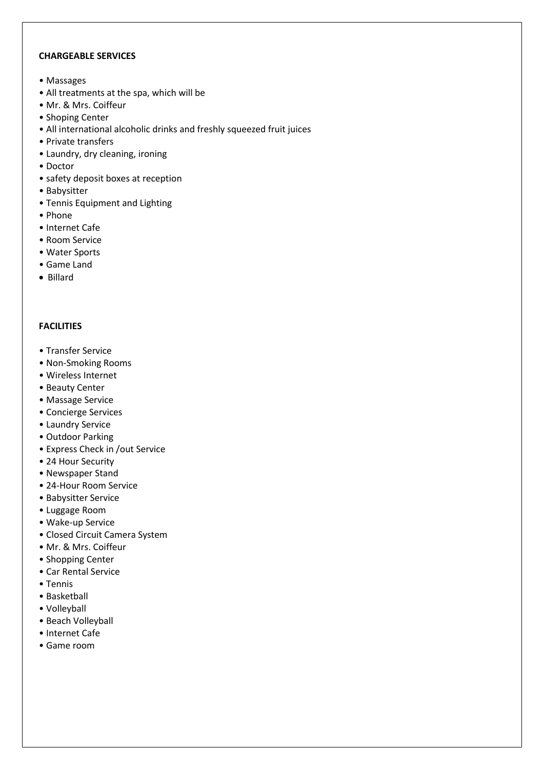**CHARGEABLE SERVICES**

- Massages
- All treatments at the spa, which will be
- Mr. & Mrs. Coiffeur
- Shoping Center
- All international alcoholic drinks and freshly squeezed fruit juices
- Private transfers
- Laundry, dry cleaning, ironing
- Doctor
- safety deposit boxes at reception
- Babysitter
- Tennis Equipment and Lighting
- Phone
- Internet Cafe
- Room Service
- Water Sports
- Game Land
- Billard

**FACILITIES**

- Transfer Service
- Non-Smoking Rooms
- Wireless Internet
- Beauty Center
- Massage Service
- Concierge Services
- Laundry Service
- Outdoor Parking
- Express Check in /out Service
- 24 Hour Security
- Newspaper Stand
- 24-Hour Room Service
- Babysitter Service
- Luggage Room
- Wake-up Service
- Closed Circuit Camera System
- Mr. & Mrs. Coiffeur
- Shopping Center
- Car Rental Service
- Tennis
- Basketball
- Volleyball
- Beach Volleyball
- Internet Cafe
- Game room